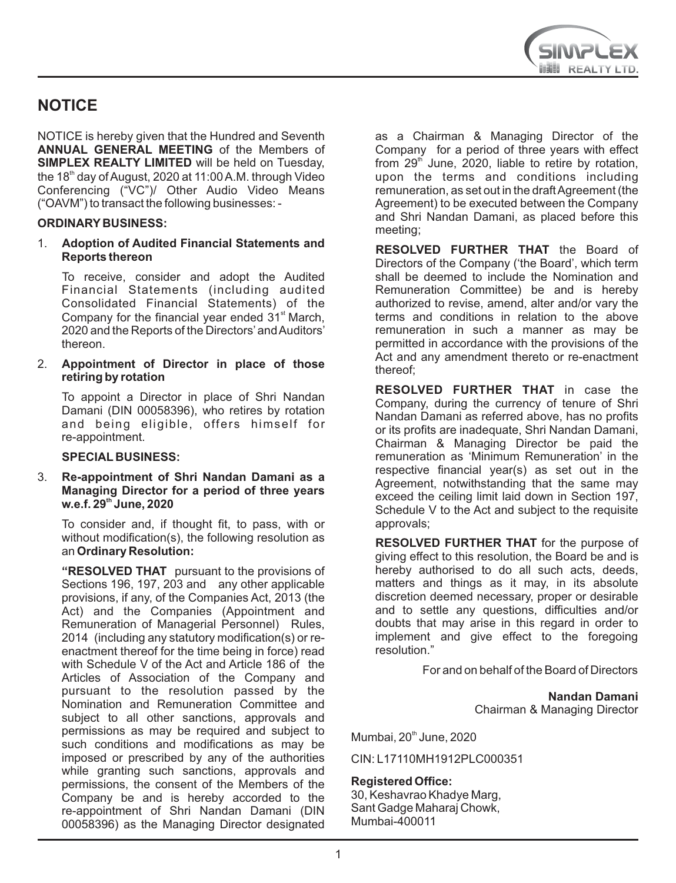# NOTICE

NOTICE is hereby given that the Hundred and Seventh **ANNUAL GENERAL MEETING** of the Members of **SIMPLEX REALTY LIMITED** will be held on Tuesday, the 18th day of August, 2020 at 11:00 A.M. through Video Conferencing ("VC")/ Other Audio Video Means ("OAVM") to transact the following businesses: -

**ORDINARY BUSINESS:**

1. **Adoption of Audited Financial Statements and Reports thereon**

   To receive, consider and adopt the Audited Financial Statements (including audited Consolidated Financial Statements) of the Company for the financial year ended 31st March, 2020 and the Reports of the Directors' and Auditors' thereon.

2. **Appointment of Director in place of those retiring by rotation**

   To appoint a Director in place of Shri Nandan Damani (DIN 00058396), who retires by rotation and being eligible, offers himself for re-appointment.

**SPECIAL BUSINESS:**

3. **Re-appointment of Shri Nandan Damani as a Managing Director for a period of three years w.e.f. 29th June, 2020**

   To consider and, if thought fit, to pass, with or without modification(s), the following resolution as an **Ordinary Resolution:**

   **"RESOLVED THAT** pursuant to the provisions of Sections 196, 197, 203 and any other applicable provisions, if any, of the Companies Act, 2013 (the Act) and the Companies (Appointment and Remuneration of Managerial Personnel) Rules, 2014 (including any statutory modification(s) or re-enactment thereof for the time being in force) read with Schedule V of the Act and Article 186 of the Articles of Association of the Company and pursuant to the resolution passed by the Nomination and Remuneration Committee and subject to all other sanctions, approvals and permissions as may be required and subject to such conditions and modifications as may be imposed or prescribed by any of the authorities while granting such sanctions, approvals and permissions, the consent of the Members of the Company be and is hereby accorded to the re-appointment of Shri Nandan Damani (DIN 00058396) as the Managing Director designated as a Chairman & Managing Director of the Company for a period of three years with effect from 29th June, 2020, liable to retire by rotation, upon the terms and conditions including remuneration, as set out in the draft Agreement (the Agreement) to be executed between the Company and Shri Nandan Damani, as placed before this meeting;

   **RESOLVED FURTHER THAT** the Board of Directors of the Company ('the Board', which term shall be deemed to include the Nomination and Remuneration Committee) be and is hereby authorized to revise, amend, alter and/or vary the terms and conditions in relation to the above remuneration in such a manner as may be permitted in accordance with the provisions of the Act and any amendment thereto or re-enactment thereof;

   **RESOLVED FURTHER THAT** in case the Company, during the currency of tenure of Shri Nandan Damani as referred above, has no profits or its profits are inadequate, Shri Nandan Damani, Chairman & Managing Director be paid the remuneration as 'Minimum Remuneration' in the respective financial year(s) as set out in the Agreement, notwithstanding that the same may exceed the ceiling limit laid down in Section 197, Schedule V to the Act and subject to the requisite approvals;

   **RESOLVED FURTHER THAT** for the purpose of giving effect to this resolution, the Board be and is hereby authorised to do all such acts, deeds, matters and things as it may, in its absolute discretion deemed necessary, proper or desirable and to settle any questions, difficulties and/or doubts that may arise in this regard in order to implement and give effect to the foregoing resolution."

For and on behalf of the Board of Directors

**Nandan Damani**
Chairman & Managing Director

Mumbai, 20th June, 2020

CIN: L17110MH1912PLC000351

**Registered Office:**
30, Keshavrao Khadye Marg,
Sant Gadge Maharaj Chowk,
Mumbai-400011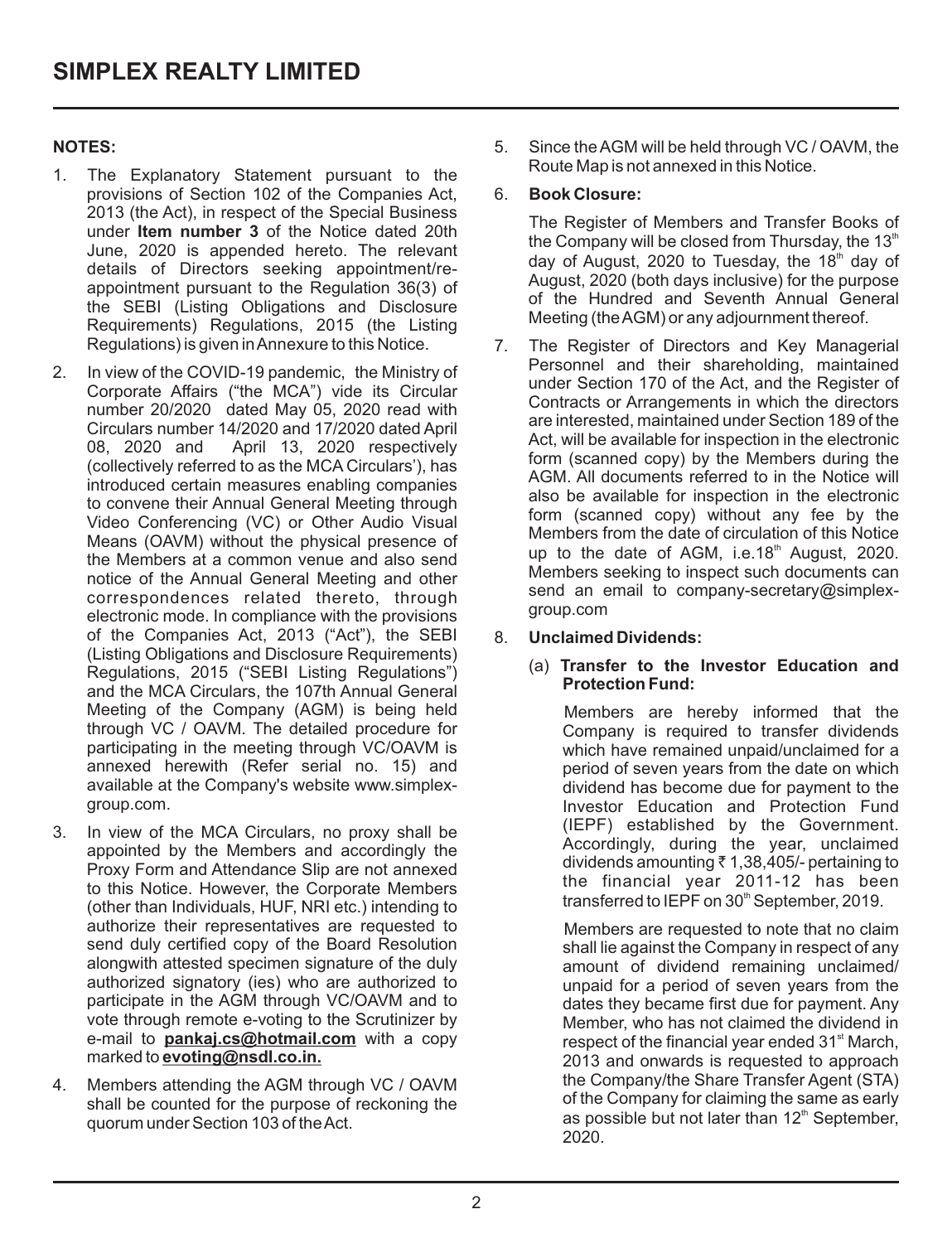**NOTES:**

1. The Explanatory Statement pursuant to the provisions of Section 102 of the Companies Act, 2013 (the Act), in respect of the Special Business under **Item number 3** of the Notice dated 20th June, 2020 is appended hereto. The relevant details of Directors seeking appointment/re-appointment pursuant to the Regulation 36(3) of the SEBI (Listing Obligations and Disclosure Requirements) Regulations, 2015 (the Listing Regulations) is given in Annexure to this Notice.

2. In view of the COVID-19 pandemic, the Ministry of Corporate Affairs ("the MCA") vide its Circular number 20/2020 dated May 05, 2020 read with Circulars number 14/2020 and 17/2020 dated April 08, 2020 and April 13, 2020 respectively (collectively referred to as the MCA Circulars'), has introduced certain measures enabling companies to convene their Annual General Meeting through Video Conferencing (VC) or Other Audio Visual Means (OAVM) without the physical presence of the Members at a common venue and also send notice of the Annual General Meeting and other correspondences related thereto, through electronic mode. In compliance with the provisions of the Companies Act, 2013 ("Act"), the SEBI (Listing Obligations and Disclosure Requirements) Regulations, 2015 ("SEBI Listing Regulations") and the MCA Circulars, the 107th Annual General Meeting of the Company (AGM) is being held through VC / OAVM. The detailed procedure for participating in the meeting through VC/OAVM is annexed herewith (Refer serial no. 15) and available at the Company's website www.simplex-group.com.

3. In view of the MCA Circulars, no proxy shall be appointed by the Members and accordingly the Proxy Form and Attendance Slip are not annexed to this Notice. However, the Corporate Members (other than Individuals, HUF, NRI etc.) intending to authorize their representatives are requested to send duly certified copy of the Board Resolution alongwith attested specimen signature of the duly authorized signatory (ies) who are authorized to participate in the AGM through VC/OAVM and to vote through remote e-voting to the Scrutinizer by e-mail to **pankaj.cs@hotmail.com** with a copy marked to **evoting@nsdl.co.in.**

4. Members attending the AGM through VC / OAVM shall be counted for the purpose of reckoning the quorum under Section 103 of the Act.

5. Since the AGM will be held through VC / OAVM, the Route Map is not annexed in this Notice.

6. **Book Closure:**

   The Register of Members and Transfer Books of the Company will be closed from Thursday, the 13th day of August, 2020 to Tuesday, the 18th day of August, 2020 (both days inclusive) for the purpose of the Hundred and Seventh Annual General Meeting (the AGM) or any adjournment thereof.

7. The Register of Directors and Key Managerial Personnel and their shareholding, maintained under Section 170 of the Act, and the Register of Contracts or Arrangements in which the directors are interested, maintained under Section 189 of the Act, will be available for inspection in the electronic form (scanned copy) by the Members during the AGM. All documents referred to in the Notice will also be available for inspection in the electronic form (scanned copy) without any fee by the Members from the date of circulation of this Notice up to the date of AGM, i.e.18th August, 2020. Members seeking to inspect such documents can send an email to company-secretary@simplex-group.com

8. **Unclaimed Dividends:**

   (a) **Transfer to the Investor Education and Protection Fund:**

   Members are hereby informed that the Company is required to transfer dividends which have remained unpaid/unclaimed for a period of seven years from the date on which dividend has become due for payment to the Investor Education and Protection Fund (IEPF) established by the Government. Accordingly, during the year, unclaimed dividends amounting ₹ 1,38,405/- pertaining to the financial year 2011-12 has been transferred to IEPF on 30th September, 2019.

   Members are requested to note that no claim shall lie against the Company in respect of any amount of dividend remaining unclaimed/ unpaid for a period of seven years from the dates they became first due for payment. Any Member, who has not claimed the dividend in respect of the financial year ended 31st March, 2013 and onwards is requested to approach the Company/the Share Transfer Agent (STA) of the Company for claiming the same as early as possible but not later than 12th September, 2020.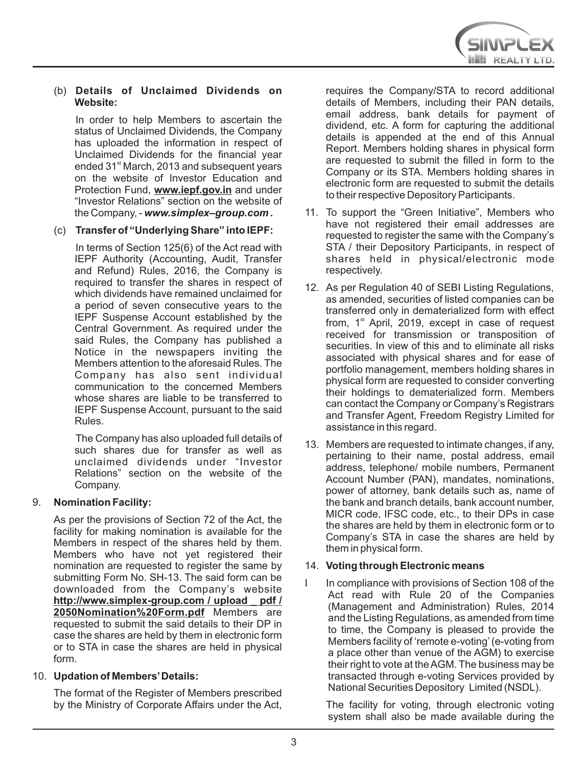(b) **Details of Unclaimed Dividends on Website:**

In order to help Members to ascertain the status of Unclaimed Dividends, the Company has uploaded the information in respect of Unclaimed Dividends for the financial year ended 31st March, 2013 and subsequent years on the website of Investor Education and Protection Fund, **www.iepf.gov.in** and under "Investor Relations" section on the website of the Company, - ***www.simplex–group.com .***

(c) **Transfer of "Underlying Share" into IEPF:**

In terms of Section 125(6) of the Act read with IEPF Authority (Accounting, Audit, Transfer and Refund) Rules, 2016, the Company is required to transfer the shares in respect of which dividends have remained unclaimed for a period of seven consecutive years to the IEPF Suspense Account established by the Central Government. As required under the said Rules, the Company has published a Notice in the newspapers inviting the Members attention to the aforesaid Rules. The Company has also sent individual communication to the concerned Members whose shares are liable to be transferred to IEPF Suspense Account, pursuant to the said Rules.

The Company has also uploaded full details of such shares due for transfer as well as unclaimed dividends under "Investor Relations" section on the website of the Company.

9. **Nomination Facility:**

As per the provisions of Section 72 of the Act, the facility for making nomination is available for the Members in respect of the shares held by them. Members who have not yet registered their nomination are requested to register the same by submitting Form No. SH-13. The said form can be downloaded from the Company's website **http://www.simplex-group.com / upload _ pdf / 2050Nomination%20Form.pdf** Members are requested to submit the said details to their DP in case the shares are held by them in electronic form or to STA in case the shares are held in physical form.

10. **Updation of Members' Details:**

The format of the Register of Members prescribed by the Ministry of Corporate Affairs under the Act, requires the Company/STA to record additional details of Members, including their PAN details, email address, bank details for payment of dividend, etc. A form for capturing the additional details is appended at the end of this Annual Report. Members holding shares in physical form are requested to submit the filled in form to the Company or its STA. Members holding shares in electronic form are requested to submit the details to their respective Depository Participants.

11. To support the "Green Initiative", Members who have not registered their email addresses are requested to register the same with the Company's STA / their Depository Participants, in respect of shares held in physical/electronic mode respectively.

12. As per Regulation 40 of SEBI Listing Regulations, as amended, securities of listed companies can be transferred only in dematerialized form with effect from, 1st April, 2019, except in case of request received for transmission or transposition of securities. In view of this and to eliminate all risks associated with physical shares and for ease of portfolio management, members holding shares in physical form are requested to consider converting their holdings to dematerialized form. Members can contact the Company or Company's Registrars and Transfer Agent, Freedom Registry Limited for assistance in this regard.

13. Members are requested to intimate changes, if any, pertaining to their name, postal address, email address, telephone/ mobile numbers, Permanent Account Number (PAN), mandates, nominations, power of attorney, bank details such as, name of the bank and branch details, bank account number, MICR code, IFSC code, etc., to their DPs in case the shares are held by them in electronic form or to Company's STA in case the shares are held by them in physical form.

14. **Voting through Electronic means**

I In compliance with provisions of Section 108 of the Act read with Rule 20 of the Companies (Management and Administration) Rules, 2014 and the Listing Regulations, as amended from time to time, the Company is pleased to provide the Members facility of 'remote e-voting' (e-voting from a place other than venue of the AGM) to exercise their right to vote at the AGM. The business may be transacted through e-voting Services provided by National Securities Depository Limited (NSDL).

The facility for voting, through electronic voting system shall also be made available during the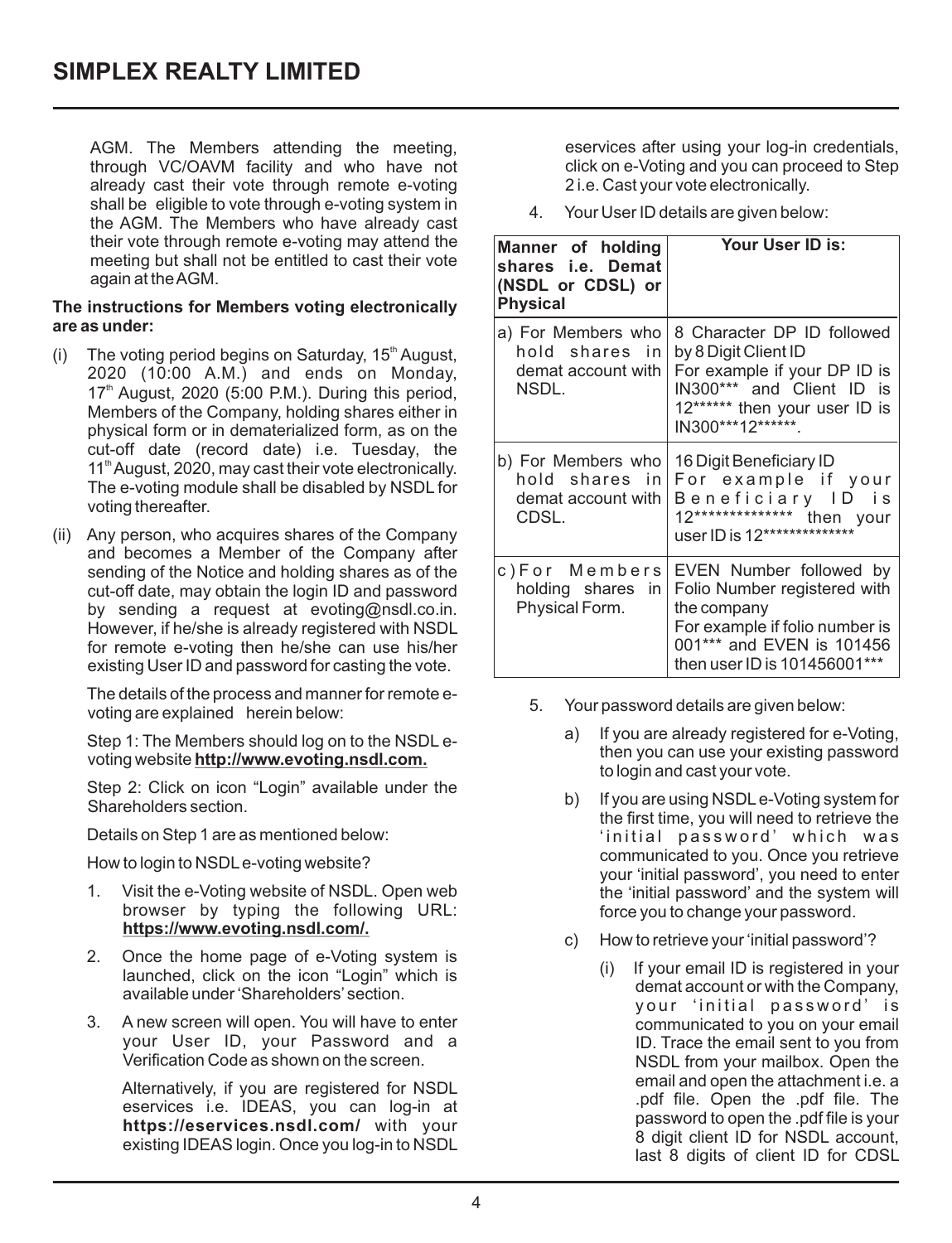AGM. The Members attending the meeting, through VC/OAVM facility and who have not already cast their vote through remote e-voting shall be eligible to vote through e-voting system in the AGM. The Members who have already cast their vote through remote e-voting may attend the meeting but shall not be entitled to cast their vote again at the AGM.

**The instructions for Members voting electronically are as under:**

(i) The voting period begins on Saturday, 15th August, 2020 (10:00 A.M.) and ends on Monday, 17th August, 2020 (5:00 P.M.). During this period, Members of the Company, holding shares either in physical form or in dematerialized form, as on the cut-off date (record date) i.e. Tuesday, the 11th August, 2020, may cast their vote electronically. The e-voting module shall be disabled by NSDL for voting thereafter.

(ii) Any person, who acquires shares of the Company and becomes a Member of the Company after sending of the Notice and holding shares as of the cut-off date, may obtain the login ID and password by sending a request at evoting@nsdl.co.in. However, if he/she is already registered with NSDL for remote e-voting then he/she can use his/her existing User ID and password for casting the vote.

The details of the process and manner for remote e-voting are explained herein below:

Step 1: The Members should log on to the NSDL e-voting website **http://www.evoting.nsdl.com.**

Step 2: Click on icon "Login" available under the Shareholders section.

Details on Step 1 are as mentioned below:

How to login to NSDL e-voting website?

1. Visit the e-Voting website of NSDL. Open web browser by typing the following URL: **https://www.evoting.nsdl.com/.**

2. Once the home page of e-Voting system is launched, click on the icon "Login" which is available under 'Shareholders' section.

3. A new screen will open. You will have to enter your User ID, your Password and a Verification Code as shown on the screen.

   Alternatively, if you are registered for NSDL eservices i.e. IDEAS, you can log-in at **https://eservices.nsdl.com/** with your existing IDEAS login. Once you log-in to NSDL eservices after using your log-in credentials, click on e-Voting and you can proceed to Step 2 i.e. Cast your vote electronically.

4. Your User ID details are given below:

| Manner of holding shares i.e. Demat (NSDL or CDSL) or Physical | Your User ID is: |
|---|---|
| a) For Members who hold shares in demat account with NSDL. | 8 Character DP ID followed by 8 Digit Client ID<br>For example if your DP ID is IN300*** and Client ID is 12****** then your user ID is IN300***12******. |
| b) For Members who hold shares in demat account with CDSL. | 16 Digit Beneficiary ID<br>For example if your Beneficiary ID is 12************** then your user ID is 12************** |
| c) For Members holding shares in Physical Form. | EVEN Number followed by Folio Number registered with the company<br>For example if folio number is 001*** and EVEN is 101456 then user ID is 101456001*** |

5. Your password details are given below:

   a) If you are already registered for e-Voting, then you can use your existing password to login and cast your vote.

   b) If you are using NSDL e-Voting system for the first time, you will need to retrieve the 'initial password' which was communicated to you. Once you retrieve your 'initial password', you need to enter the 'initial password' and the system will force you to change your password.

   c) How to retrieve your 'initial password'?

      (i) If your email ID is registered in your demat account or with the Company, your 'initial password' is communicated to you on your email ID. Trace the email sent to you from NSDL from your mailbox. Open the email and open the attachment i.e. a .pdf file. Open the .pdf file. The password to open the .pdf file is your 8 digit client ID for NSDL account, last 8 digits of client ID for CDSL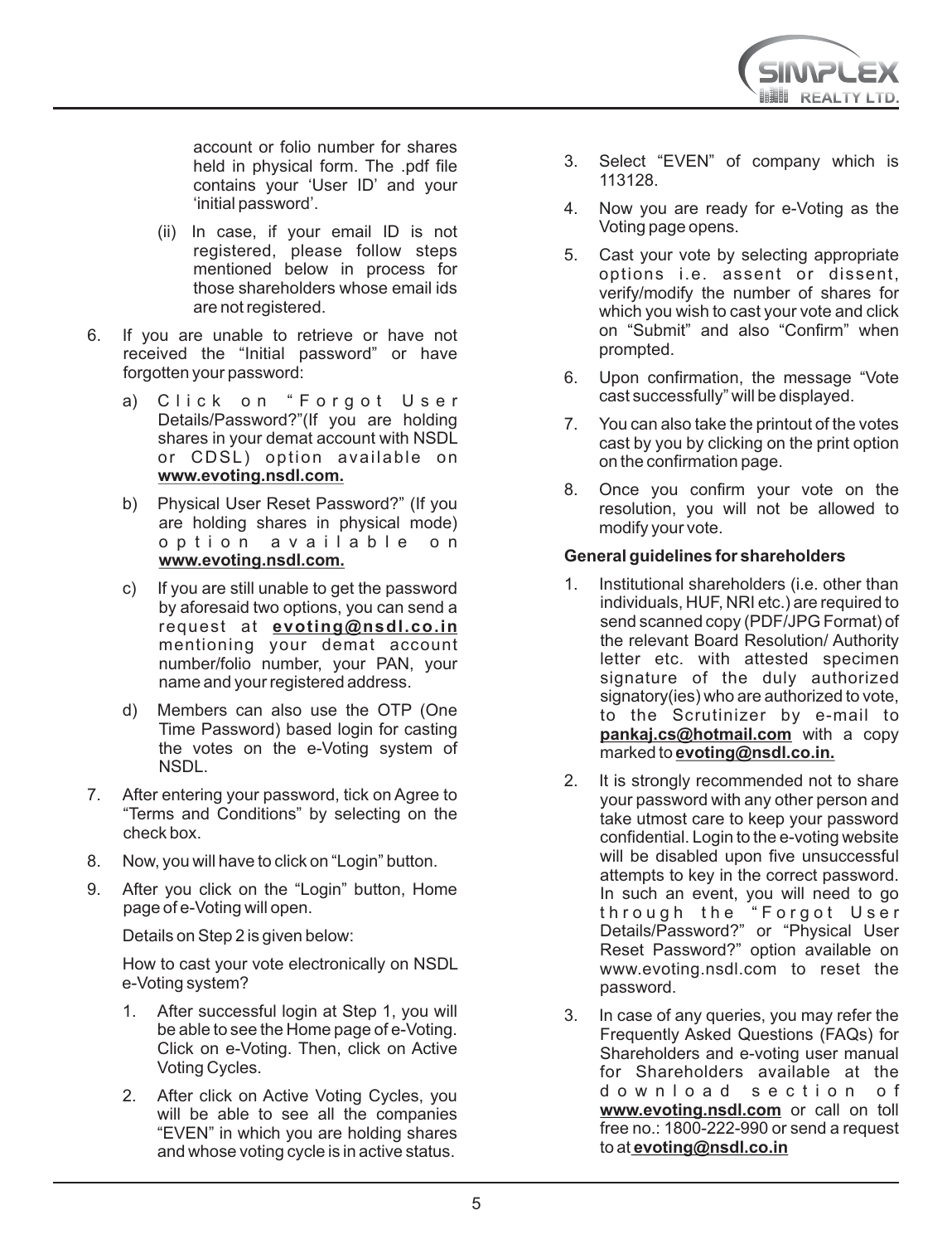account or folio number for shares held in physical form. The .pdf file contains your 'User ID' and your 'initial password'.

(ii) In case, if your email ID is not registered, please follow steps mentioned below in process for those shareholders whose email ids are not registered.

6. If you are unable to retrieve or have not received the "Initial password" or have forgotten your password:

   a) Click on "Forgot User Details/Password?"(If you are holding shares in your demat account with NSDL or CDSL) option available on **www.evoting.nsdl.com.**

   b) Physical User Reset Password?" (If you are holding shares in physical mode) option available on **www.evoting.nsdl.com.**

   c) If you are still unable to get the password by aforesaid two options, you can send a request at **evoting@nsdl.co.in** mentioning your demat account number/folio number, your PAN, your name and your registered address.

   d) Members can also use the OTP (One Time Password) based login for casting the votes on the e-Voting system of NSDL.

7. After entering your password, tick on Agree to "Terms and Conditions" by selecting on the check box.

8. Now, you will have to click on "Login" button.

9. After you click on the "Login" button, Home page of e-Voting will open.

   Details on Step 2 is given below:

   How to cast your vote electronically on NSDL e-Voting system?

   1. After successful login at Step 1, you will be able to see the Home page of e-Voting. Click on e-Voting. Then, click on Active Voting Cycles.

   2. After click on Active Voting Cycles, you will be able to see all the companies "EVEN" in which you are holding shares and whose voting cycle is in active status.

   3. Select "EVEN" of company which is 113128.

   4. Now you are ready for e-Voting as the Voting page opens.

   5. Cast your vote by selecting appropriate options i.e. assent or dissent, verify/modify the number of shares for which you wish to cast your vote and click on "Submit" and also "Confirm" when prompted.

   6. Upon confirmation, the message "Vote cast successfully" will be displayed.

   7. You can also take the printout of the votes cast by you by clicking on the print option on the confirmation page.

   8. Once you confirm your vote on the resolution, you will not be allowed to modify your vote.

**General guidelines for shareholders**

1. Institutional shareholders (i.e. other than individuals, HUF, NRI etc.) are required to send scanned copy (PDF/JPG Format) of the relevant Board Resolution/ Authority letter etc. with attested specimen signature of the duly authorized signatory(ies) who are authorized to vote, to the Scrutinizer by e-mail to **pankaj.cs@hotmail.com** with a copy marked to **evoting@nsdl.co.in.**

2. It is strongly recommended not to share your password with any other person and take utmost care to keep your password confidential. Login to the e-voting website will be disabled upon five unsuccessful attempts to key in the correct password. In such an event, you will need to go through the "Forgot User Details/Password?" or "Physical User Reset Password?" option available on www.evoting.nsdl.com to reset the password.

3. In case of any queries, you may refer the Frequently Asked Questions (FAQs) for Shareholders and e-voting user manual for Shareholders available at the download section of **www.evoting.nsdl.com** or call on toll free no.: 1800-222-990 or send a request to at **evoting@nsdl.co.in**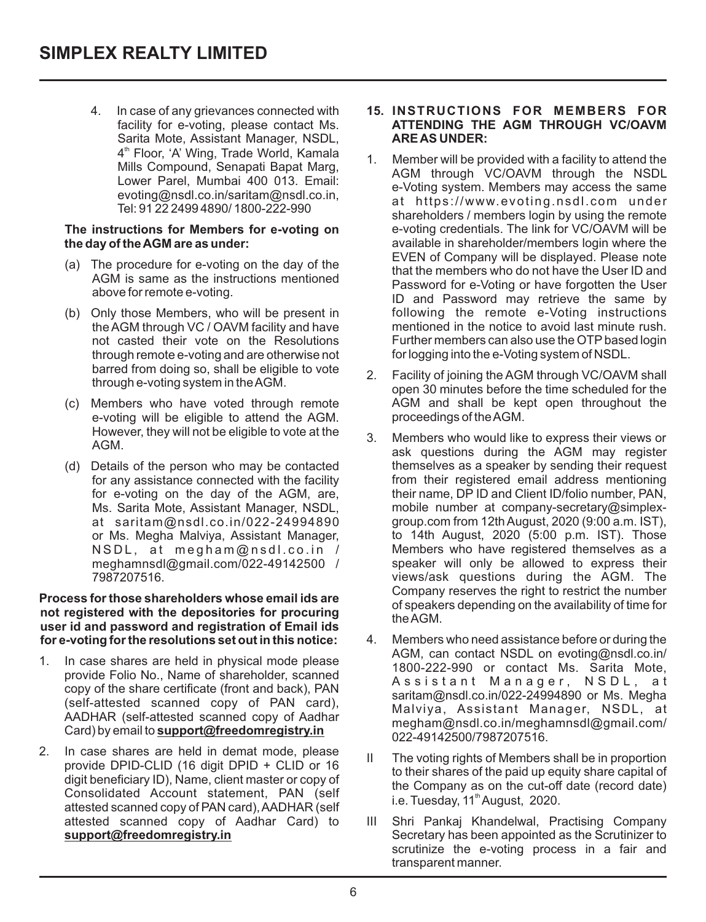4. In case of any grievances connected with facility for e-voting, please contact Ms. Sarita Mote, Assistant Manager, NSDL, 4th Floor, 'A' Wing, Trade World, Kamala Mills Compound, Senapati Bapat Marg, Lower Parel, Mumbai 400 013. Email: evoting@nsdl.co.in/saritam@nsdl.co.in, Tel: 91 22 2499 4890/ 1800-222-990

**The instructions for Members for e-voting on the day of the AGM are as under:**

(a) The procedure for e-voting on the day of the AGM is same as the instructions mentioned above for remote e-voting.

(b) Only those Members, who will be present in the AGM through VC / OAVM facility and have not casted their vote on the Resolutions through remote e-voting and are otherwise not barred from doing so, shall be eligible to vote through e-voting system in the AGM.

(c) Members who have voted through remote e-voting will be eligible to attend the AGM. However, they will not be eligible to vote at the AGM.

(d) Details of the person who may be contacted for any assistance connected with the facility for e-voting on the day of the AGM, are, Ms. Sarita Mote, Assistant Manager, NSDL, at saritam@nsdl.co.in/022-24994890 or Ms. Megha Malviya, Assistant Manager, NSDL, at megham@nsdl.co.in / meghamnsdl@gmail.com/022-49142500 / 7987207516.

**Process for those shareholders whose email ids are not registered with the depositories for procuring user id and password and registration of Email ids for e-voting for the resolutions set out in this notice:**

1. In case shares are held in physical mode please provide Folio No., Name of shareholder, scanned copy of the share certificate (front and back), PAN (self-attested scanned copy of PAN card), AADHAR (self-attested scanned copy of Aadhar Card) by email to **support@freedomregistry.in**

2. In case shares are held in demat mode, please provide DPID-CLID (16 digit DPID + CLID or 16 digit beneficiary ID), Name, client master or copy of Consolidated Account statement, PAN (self attested scanned copy of PAN card), AADHAR (self attested scanned copy of Aadhar Card) to **support@freedomregistry.in**

**15. INSTRUCTIONS FOR MEMBERS FOR ATTENDING THE AGM THROUGH VC/OAVM ARE AS UNDER:**

1. Member will be provided with a facility to attend the AGM through VC/OAVM through the NSDL e-Voting system. Members may access the same at https://www.evoting.nsdl.com under shareholders / members login by using the remote e-voting credentials. The link for VC/OAVM will be available in shareholder/members login where the EVEN of Company will be displayed. Please note that the members who do not have the User ID and Password for e-Voting or have forgotten the User ID and Password may retrieve the same by following the remote e-Voting instructions mentioned in the notice to avoid last minute rush. Further members can also use the OTP based login for logging into the e-Voting system of NSDL.

2. Facility of joining the AGM through VC/OAVM shall open 30 minutes before the time scheduled for the AGM and shall be kept open throughout the proceedings of the AGM.

3. Members who would like to express their views or ask questions during the AGM may register themselves as a speaker by sending their request from their registered email address mentioning their name, DP ID and Client ID/folio number, PAN, mobile number at company-secretary@simplex-group.com from 12th August, 2020 (9:00 a.m. IST), to 14th August, 2020 (5:00 p.m. IST). Those Members who have registered themselves as a speaker will only be allowed to express their views/ask questions during the AGM. The Company reserves the right to restrict the number of speakers depending on the availability of time for the AGM.

4. Members who need assistance before or during the AGM, can contact NSDL on evoting@nsdl.co.in/ 1800-222-990 or contact Ms. Sarita Mote, Assistant Manager, NSDL, at saritam@nsdl.co.in/022-24994890 or Ms. Megha Malviya, Assistant Manager, NSDL, at megham@nsdl.co.in/meghamnsdl@gmail.com/ 022-49142500/7987207516.

II The voting rights of Members shall be in proportion to their shares of the paid up equity share capital of the Company as on the cut-off date (record date) i.e. Tuesday, 11th August, 2020.

III Shri Pankaj Khandelwal, Practising Company Secretary has been appointed as the Scrutinizer to scrutinize the e-voting process in a fair and transparent manner.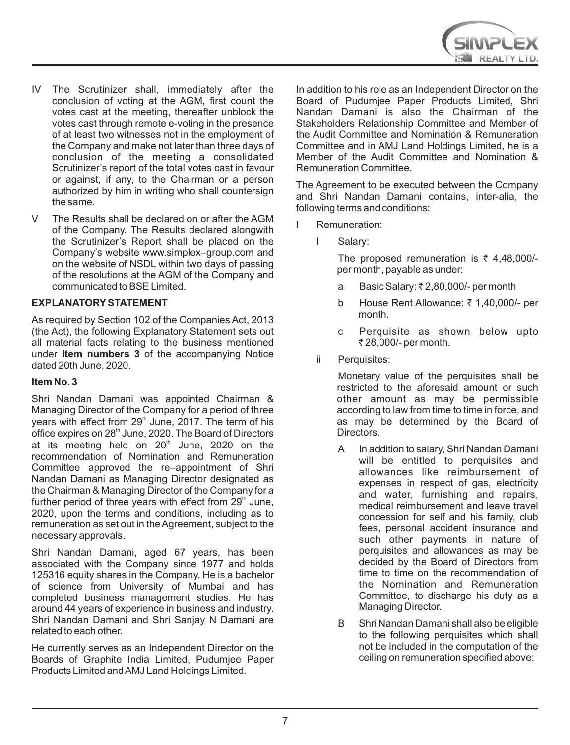IV The Scrutinizer shall, immediately after the conclusion of voting at the AGM, first count the votes cast at the meeting, thereafter unblock the votes cast through remote e-voting in the presence of at least two witnesses not in the employment of the Company and make not later than three days of conclusion of the meeting a consolidated Scrutinizer's report of the total votes cast in favour or against, if any, to the Chairman or a person authorized by him in writing who shall countersign the same.

V The Results shall be declared on or after the AGM of the Company. The Results declared alongwith the Scrutinizer's Report shall be placed on the Company's website www.simplex–group.com and on the website of NSDL within two days of passing of the resolutions at the AGM of the Company and communicated to BSE Limited.

**EXPLANATORY STATEMENT**

As required by Section 102 of the Companies Act, 2013 (the Act), the following Explanatory Statement sets out all material facts relating to the business mentioned under **Item numbers 3** of the accompanying Notice dated 20th June, 2020.

**Item No. 3**

Shri Nandan Damani was appointed Chairman & Managing Director of the Company for a period of three years with effect from 29th June, 2017. The term of his office expires on 28th June, 2020. The Board of Directors at its meeting held on 20th June, 2020 on the recommendation of Nomination and Remuneration Committee approved the re–appointment of Shri Nandan Damani as Managing Director designated as the Chairman & Managing Director of the Company for a further period of three years with effect from 29th June, 2020, upon the terms and conditions, including as to remuneration as set out in the Agreement, subject to the necessary approvals.

Shri Nandan Damani, aged 67 years, has been associated with the Company since 1977 and holds 125316 equity shares in the Company. He is a bachelor of science from University of Mumbai and has completed business management studies. He has around 44 years of experience in business and industry. Shri Nandan Damani and Shri Sanjay N Damani are related to each other.

He currently serves as an Independent Director on the Boards of Graphite India Limited, Pudumjee Paper Products Limited and AMJ Land Holdings Limited.

In addition to his role as an Independent Director on the Board of Pudumjee Paper Products Limited, Shri Nandan Damani is also the Chairman of the Stakeholders Relationship Committee and Member of the Audit Committee and Nomination & Remuneration Committee and in AMJ Land Holdings Limited, he is a Member of the Audit Committee and Nomination & Remuneration Committee.

The Agreement to be executed between the Company and Shri Nandan Damani contains, inter-alia, the following terms and conditions:

I Remuneration:

i Salary:

The proposed remuneration is ₹ 4,48,000/- per month, payable as under:

a Basic Salary: ₹ 2,80,000/- per month

b House Rent Allowance: ₹ 1,40,000/- per month.

c Perquisite as shown below upto ₹ 28,000/- per month.

ii Perquisites:

Monetary value of the perquisites shall be restricted to the aforesaid amount or such other amount as may be permissible according to law from time to time in force, and as may be determined by the Board of Directors.

A In addition to salary, Shri Nandan Damani will be entitled to perquisites and allowances like reimbursement of expenses in respect of gas, electricity and water, furnishing and repairs, medical reimbursement and leave travel concession for self and his family, club fees, personal accident insurance and such other payments in nature of perquisites and allowances as may be decided by the Board of Directors from time to time on the recommendation of the Nomination and Remuneration Committee, to discharge his duty as a Managing Director.

B Shri Nandan Damani shall also be eligible to the following perquisites which shall not be included in the computation of the ceiling on remuneration specified above: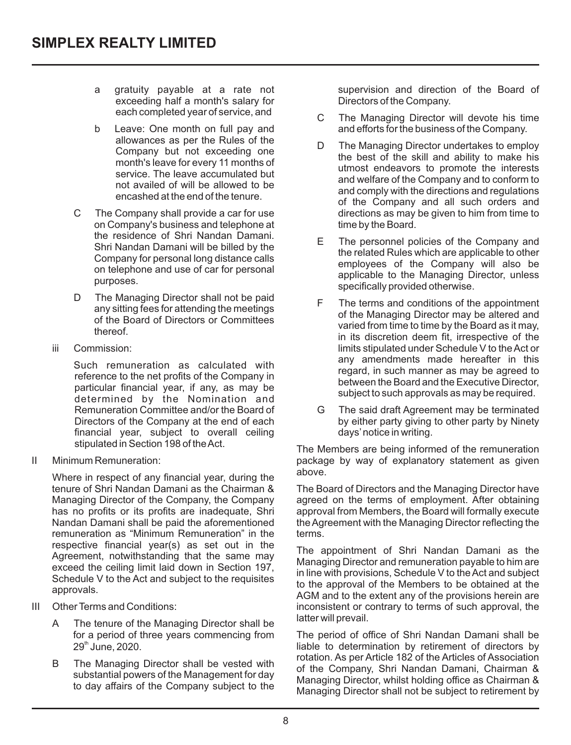a. gratuity payable at a rate not exceeding half a month's salary for each completed year of service, and

b. Leave: One month on full pay and allowances as per the Rules of the Company but not exceeding one month's leave for every 11 months of service. The leave accumulated but not availed of will be allowed to be encashed at the end of the tenure.

C The Company shall provide a car for use on Company's business and telephone at the residence of Shri Nandan Damani. Shri Nandan Damani will be billed by the Company for personal long distance calls on telephone and use of car for personal purposes.

D The Managing Director shall not be paid any sitting fees for attending the meetings of the Board of Directors or Committees thereof.

iii Commission:

Such remuneration as calculated with reference to the net profits of the Company in particular financial year, if any, as may be determined by the Nomination and Remuneration Committee and/or the Board of Directors of the Company at the end of each financial year, subject to overall ceiling stipulated in Section 198 of the Act.

II Minimum Remuneration:

Where in respect of any financial year, during the tenure of Shri Nandan Damani as the Chairman & Managing Director of the Company, the Company has no profits or its profits are inadequate, Shri Nandan Damani shall be paid the aforementioned remuneration as "Minimum Remuneration" in the respective financial year(s) as set out in the Agreement, notwithstanding that the same may exceed the ceiling limit laid down in Section 197, Schedule V to the Act and subject to the requisites approvals.

III Other Terms and Conditions:

A The tenure of the Managing Director shall be for a period of three years commencing from 29th June, 2020.

B The Managing Director shall be vested with substantial powers of the Management for day to day affairs of the Company subject to the supervision and direction of the Board of Directors of the Company.

C The Managing Director will devote his time and efforts for the business of the Company.

D The Managing Director undertakes to employ the best of the skill and ability to make his utmost endeavors to promote the interests and welfare of the Company and to conform to and comply with the directions and regulations of the Company and all such orders and directions as may be given to him from time to time by the Board.

E The personnel policies of the Company and the related Rules which are applicable to other employees of the Company will also be applicable to the Managing Director, unless specifically provided otherwise.

F The terms and conditions of the appointment of the Managing Director may be altered and varied from time to time by the Board as it may, in its discretion deem fit, irrespective of the limits stipulated under Schedule V to the Act or any amendments made hereafter in this regard, in such manner as may be agreed to between the Board and the Executive Director, subject to such approvals as may be required.

G The said draft Agreement may be terminated by either party giving to other party by Ninety days' notice in writing.

The Members are being informed of the remuneration package by way of explanatory statement as given above.

The Board of Directors and the Managing Director have agreed on the terms of employment. After obtaining approval from Members, the Board will formally execute the Agreement with the Managing Director reflecting the terms.

The appointment of Shri Nandan Damani as the Managing Director and remuneration payable to him are in line with provisions, Schedule V to the Act and subject to the approval of the Members to be obtained at the AGM and to the extent any of the provisions herein are inconsistent or contrary to terms of such approval, the latter will prevail.

The period of office of Shri Nandan Damani shall be liable to determination by retirement of directors by rotation. As per Article 182 of the Articles of Association of the Company, Shri Nandan Damani, Chairman & Managing Director, whilst holding office as Chairman & Managing Director shall not be subject to retirement by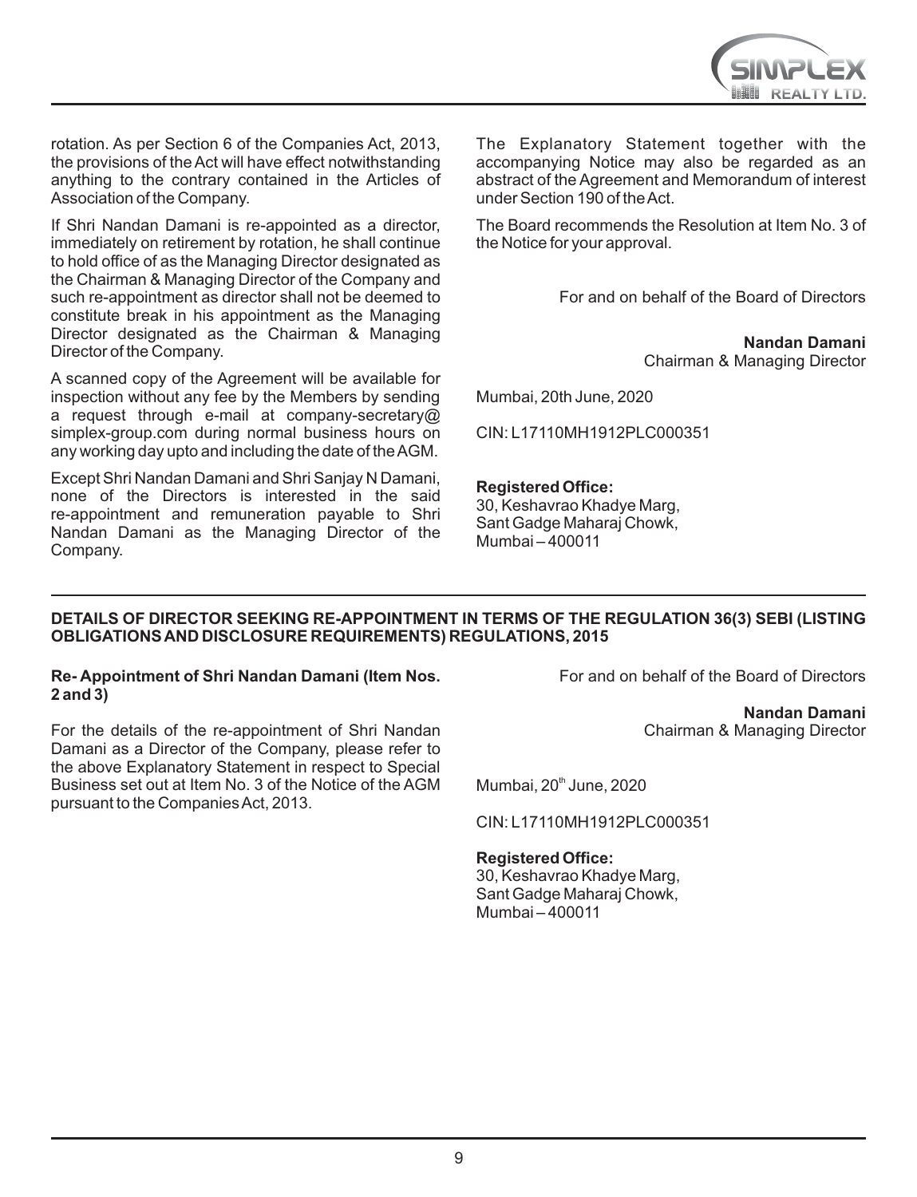rotation. As per Section 6 of the Companies Act, 2013, the provisions of the Act will have effect notwithstanding anything to the contrary contained in the Articles of Association of the Company.

If Shri Nandan Damani is re-appointed as a director, immediately on retirement by rotation, he shall continue to hold office of as the Managing Director designated as the Chairman & Managing Director of the Company and such re-appointment as director shall not be deemed to constitute break in his appointment as the Managing Director designated as the Chairman & Managing Director of the Company.

A scanned copy of the Agreement will be available for inspection without any fee by the Members by sending a request through e-mail at company-secretary@simplex-group.com during normal business hours on any working day upto and including the date of the AGM.

Except Shri Nandan Damani and Shri Sanjay N Damani, none of the Directors is interested in the said re-appointment and remuneration payable to Shri Nandan Damani as the Managing Director of the Company.

The Explanatory Statement together with the accompanying Notice may also be regarded as an abstract of the Agreement and Memorandum of interest under Section 190 of the Act.

The Board recommends the Resolution at Item No. 3 of the Notice for your approval.

For and on behalf of the Board of Directors

**Nandan Damani**
Chairman & Managing Director

Mumbai, 20th June, 2020

CIN: L17110MH1912PLC000351

**Registered Office:**
30, Keshavrao Khadye Marg,
Sant Gadge Maharaj Chowk,
Mumbai – 400011

## DETAILS OF DIRECTOR SEEKING RE-APPOINTMENT IN TERMS OF THE REGULATION 36(3) SEBI (LISTING OBLIGATIONS AND DISCLOSURE REQUIREMENTS) REGULATIONS, 2015

**Re- Appointment of Shri Nandan Damani (Item Nos. 2 and 3)**

For the details of the re-appointment of Shri Nandan Damani as a Director of the Company, please refer to the above Explanatory Statement in respect to Special Business set out at Item No. 3 of the Notice of the AGM pursuant to the Companies Act, 2013.

For and on behalf of the Board of Directors

**Nandan Damani**
Chairman & Managing Director

Mumbai, 20th June, 2020

CIN: L17110MH1912PLC000351

**Registered Office:**
30, Keshavrao Khadye Marg,
Sant Gadge Maharaj Chowk,
Mumbai – 400011